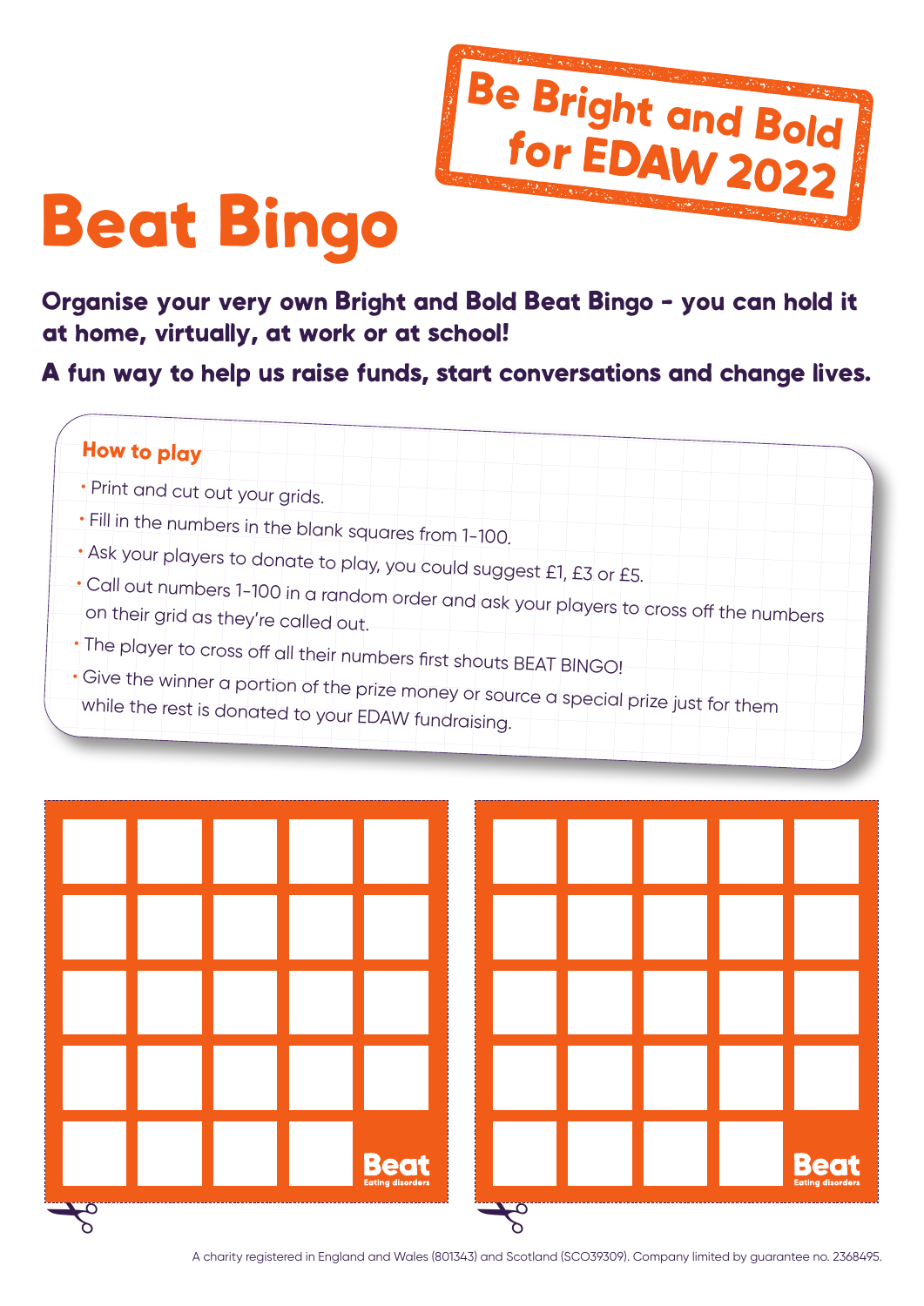Be Bright and Bold for EDAW 2022

# Beat Bingo

**Organise your very own Bright and Bold Beat Bingo - you can hold it at home, virtually, at work or at school!**

**A fun way to help us raise funds, start conversations and change lives.**

## How to play

- Print and cut out your grids.
- Fill in the numbers in the blank squares from 1-100.
- Ask your players to donate to play, you could suggest £1, £3 or £5.
- Call out numbers 1-100 in a random order and ask your players to cross off the numbers on their grid as they're called out.
- The player to cross off all their numbers first shouts BEAT BINGO!
- Give the winner a portion of the prize money or source a special prize just for them while the rest is donated to your EDAW fundraising.

| | | | | |
|---|---|---|---|---|
| | | | | |
| | | | | |
| | | | | |
| | | | | |
| | | | | Beat Eating disorders |

| | | | | |
|---|---|---|---|---|
| | | | | |
| | | | | |
| | | | | |
| | | | | |
| | | | | Beat Eating disorders |

A charity registered in England and Wales (801343) and Scotland (SCO39309). Company limited by guarantee no. 2368495.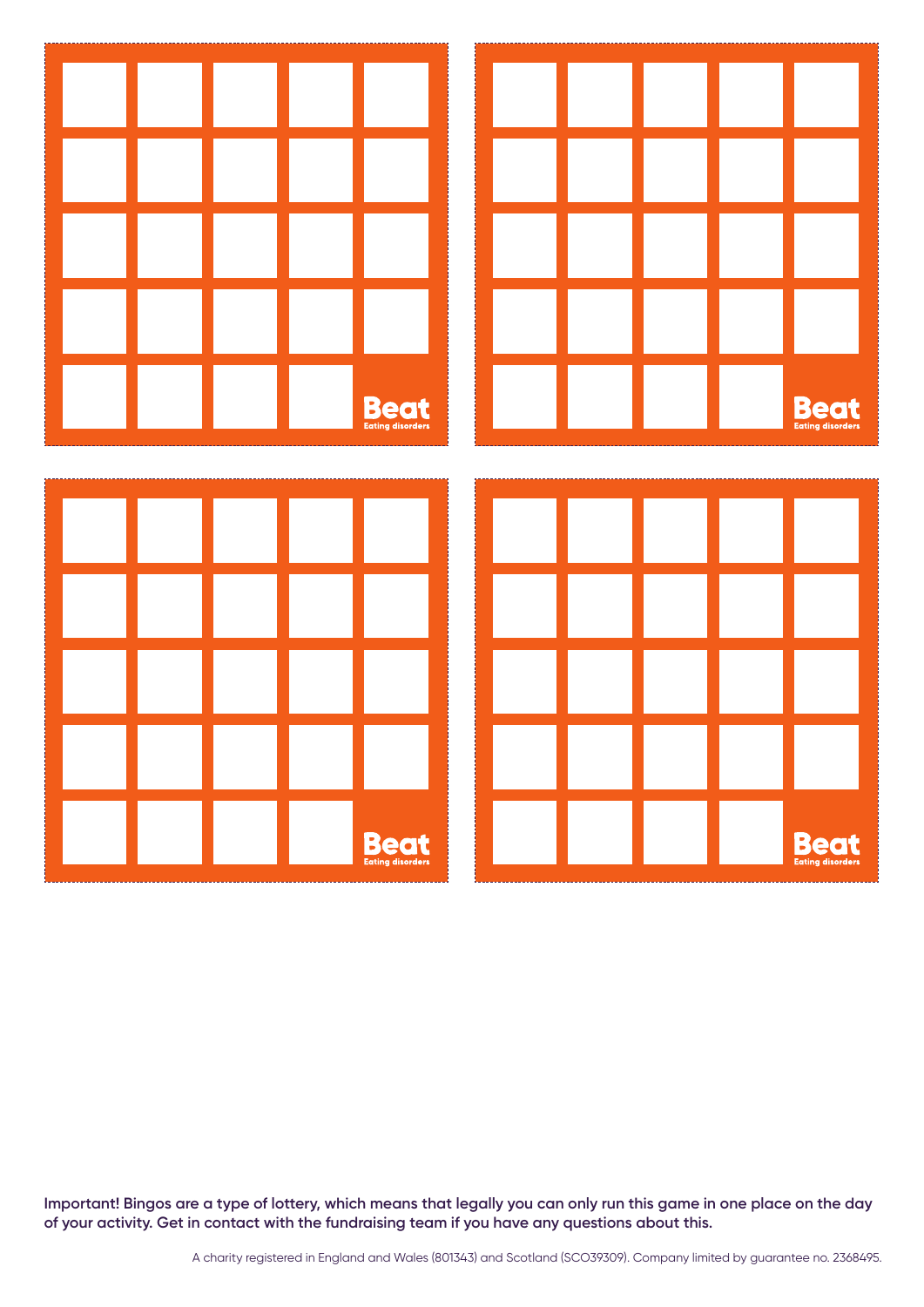| | | | | |
|---|---|---|---|---|
| | | | | |
| | | | | |
| | | | | |
| | | | | |
| | | | | Beat Eating disorders |

| | | | | |
|---|---|---|---|---|
| | | | | |
| | | | | |
| | | | | |
| | | | | |
| | | | | Beat Eating disorders |

| | | | | |
|---|---|---|---|---|
| | | | | |
| | | | | |
| | | | | |
| | | | | |
| | | | | Beat Eating disorders |

| | | | | |
|---|---|---|---|---|
| | | | | |
| | | | | |
| | | | | |
| | | | | |
| | | | | Beat Eating disorders |

**Important! Bingos are a type of lottery, which means that legally you can only run this game in one place on the day of your activity. Get in contact with the fundraising team if you have any questions about this.**

A charity registered in England and Wales (801343) and Scotland (SCO39309). Company limited by guarantee no. 2368495.